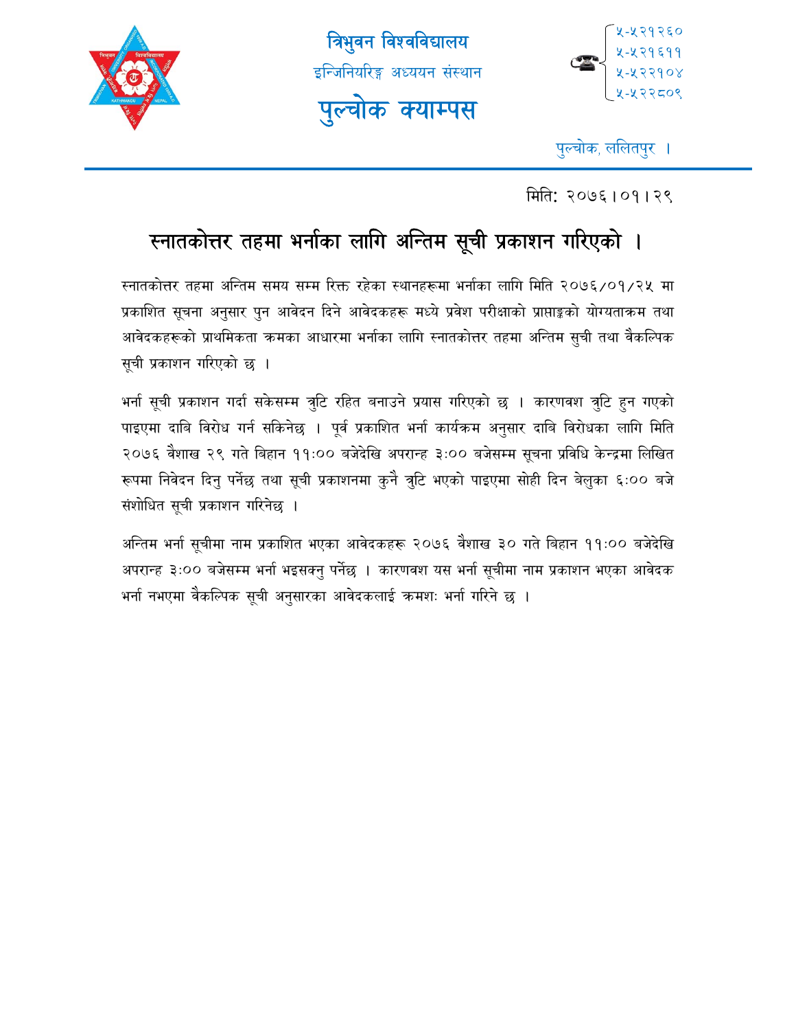त्रिभुवन विश्वविद्यालय

इन्जिनियरिङ्ग अध्ययन संस्थान

# पुल्चोक क्याम्पस

☎ ५-५२१२६०
५-५२१६११
५-५२२१०४
५-५२२८०९

पुल्चोक, ललितपुर ।

मिति: २०७६।०१।२९

## स्नातकोत्तर तहमा भर्नाका लागि अन्तिम सूची प्रकाशन गरिएको ।

स्नातकोत्तर तहमा अन्तिम समय सम्म रिक्त रहेका स्थानहरूमा भर्नाका लागि मिति २०७६/०१/२५ मा प्रकाशित सूचना अनुसार पुन आवेदन दिने आवेदकहरू मध्ये प्रवेश परीक्षाको प्राप्ताङ्कको योग्यताक्रम तथा आवेदकहरूको प्राथमिकता क्रमका आधारमा भर्नाका लागि स्नातकोत्तर तहमा अन्तिम सुची तथा वैकल्पिक सूची प्रकाशन गरिएको छ ।

भर्ना सूची प्रकाशन गर्दा सकेसम्म त्रुटि रहित बनाउने प्रयास गरिएको छ । कारणवश त्रुटि हुन गएको पाइएमा दाबि विरोध गर्न सकिनेछ । पूर्व प्रकाशित भर्ना कार्यक्रम अनुसार दाबि विरोधका लागि मिति २०७६ वैशाख २९ गते बिहान ११:०० बजेदेखि अपरान्ह ३:०० बजेसम्म सूचना प्रविधि केन्द्रमा लिखित रूपमा निवेदन दिनु पर्नेछ तथा सूची प्रकाशनमा कुनै त्रुटि भएको पाइएमा सोही दिन बेलुका ६:०० बजे संशोधित सूची प्रकाशन गरिनेछ ।

अन्तिम भर्ना सूचीमा नाम प्रकाशित भएका आवेदकहरू २०७६ वैशाख ३० गते बिहान ११:०० बजेदेखि अपरान्ह ३:०० बजेसम्म भर्ना भइसक्नु पर्नेछ । कारणवश यस भर्ना सूचीमा नाम प्रकाशन भएका आवेदक भर्ना नभएमा वैकल्पिक सूची अनुसारका आवेदकलाई क्रमशः भर्ना गरिने छ ।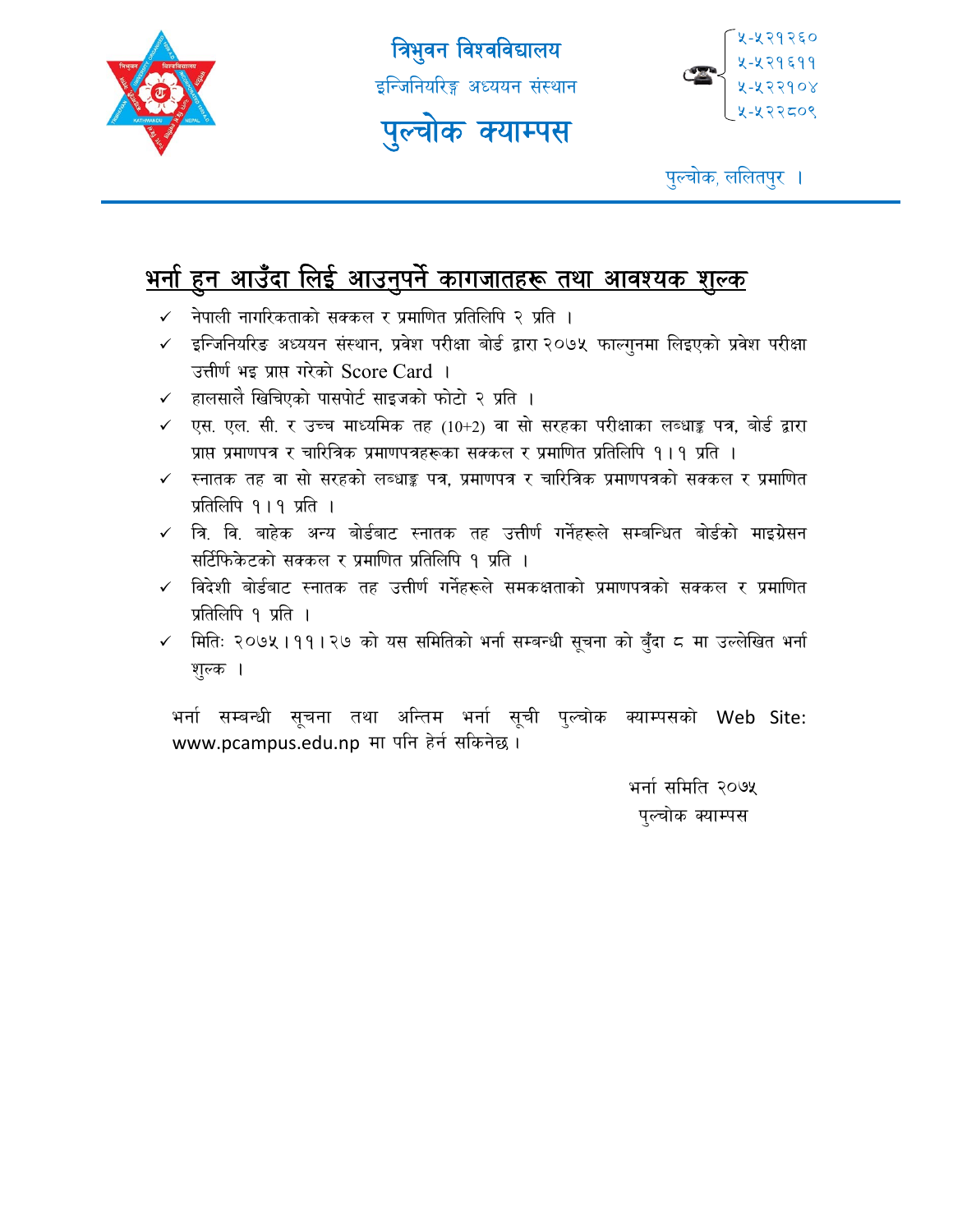त्रिभुवन विश्वविद्यालय

इन्जिनियरिङ्ग अध्ययन संस्थान

# पुल्चोक क्याम्पस

☎ ५-५२१२६०, ५-५२१६११, ५-५२२१०४, ५-५२२८०९

पुल्चोक, ललितपुर ।

## भर्ना हुन आउँदा लिई आउनुपर्ने कागजातहरू तथा आवश्यक शुल्क

- ✓ नेपाली नागरिकताको सक्कल र प्रमाणित प्रतिलिपि २ प्रति ।
- ✓ इन्जिनियरिङ अध्ययन संस्थान, प्रवेश परीक्षा बोर्ड द्वारा २०७५ फाल्गुनमा लिइएको प्रवेश परीक्षा उत्तीर्ण भइ प्राप्त गरेको Score Card ।
- ✓ हालसालै खिचिएको पासपोर्ट साइजको फोटो २ प्रति ।
- ✓ एस. एल. सी. र उच्च माध्यमिक तह (10+2) वा सो सरहका परीक्षाका लब्धाङ्क पत्र, बोर्ड द्वारा प्राप्त प्रमाणपत्र र चारित्रिक प्रमाणपत्रहरूका सक्कल र प्रमाणित प्रतिलिपि १।१ प्रति ।
- ✓ स्नातक तह वा सो सरहको लब्धाङ्क पत्र, प्रमाणपत्र र चारित्रिक प्रमाणपत्रको सक्कल र प्रमाणित प्रतिलिपि १।१ प्रति ।
- ✓ त्रि. वि. बाहेक अन्य बोर्डबाट स्नातक तह उत्तीर्ण गर्नेहरूले सम्बन्धित बोर्डको माइग्रेसन सर्टिफिकेटको सक्कल र प्रमाणित प्रतिलिपि १ प्रति ।
- ✓ विदेशी बोर्डबाट स्नातक तह उत्तीर्ण गर्नेहरूले समकक्षताको प्रमाणपत्रको सक्कल र प्रमाणित प्रतिलिपि १ प्रति ।
- ✓ मितिः २०७५।११।२७ को यस समितिको भर्ना सम्बन्धी सूचना को बुँदा ८ मा उल्लेखित भर्ना शुल्क ।

भर्ना सम्बन्धी सूचना तथा अन्तिम भर्ना सूची पुल्चोक क्याम्पसको Web Site: www.pcampus.edu.np मा पनि हेर्न सकिनेछ ।

भर्ना समिति २०७५

पुल्चोक क्याम्पस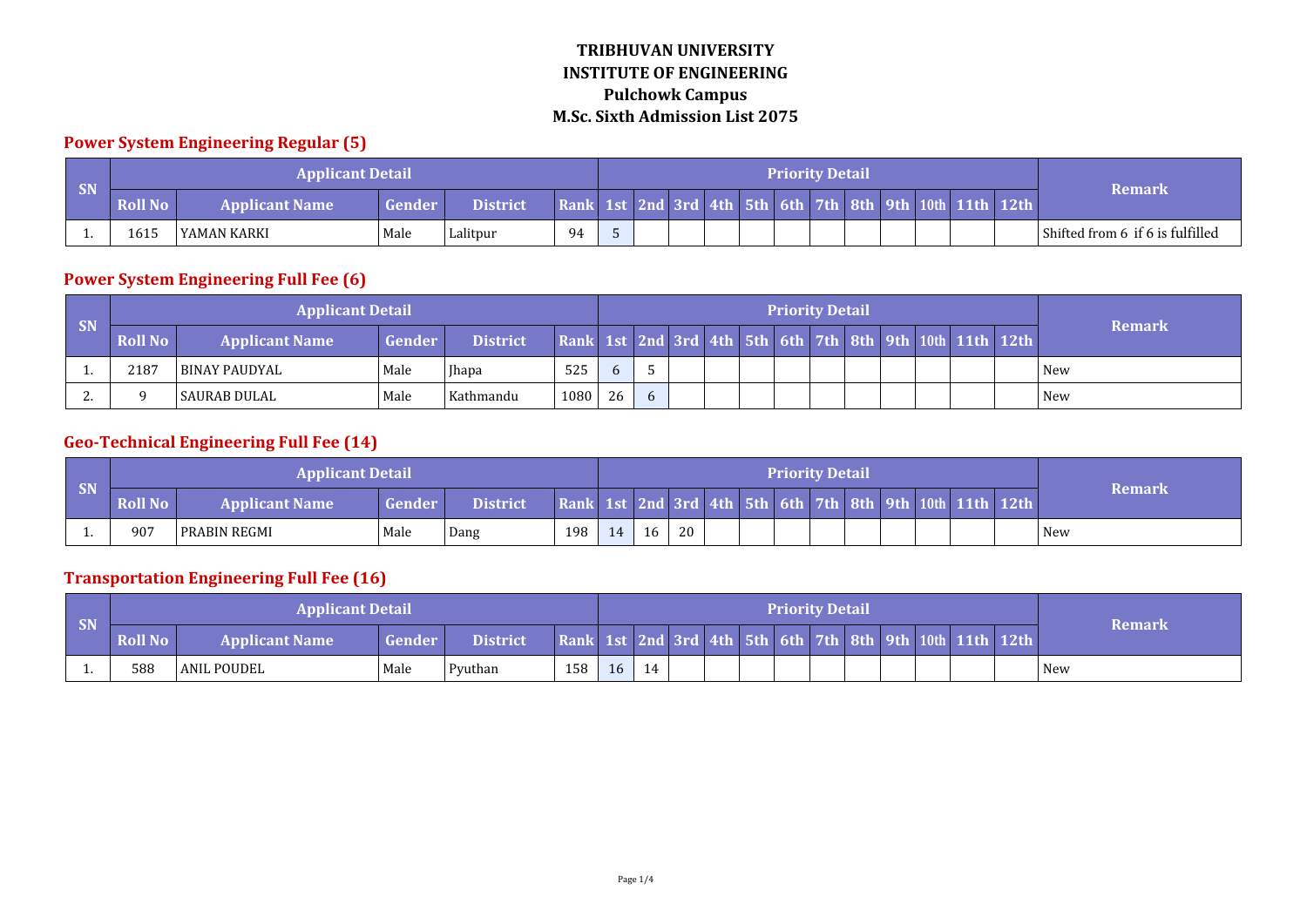**TRIBHUVAN UNIVERSITY**
**INSTITUTE OF ENGINEERING**
**Pulchowk Campus**
**M.Sc. Sixth Admission List 2075**

## Power System Engineering Regular (5)

| SN | Applicant Detail | | | | | Priority Detail | | | | | | | | | | | | Remark |
|---|---|---|---|---|---|---|---|---|---|---|---|---|---|---|---|---|---|---|
| | Roll No | Applicant Name | Gender | District | Rank | 1st | 2nd | 3rd | 4th | 5th | 6th | 7th | 8th | 9th | 10th | 11th | 12th | |
| 1. | 1615 | YAMAN KARKI | Male | Lalitpur | 94 | 5 | | | | | | | | | | | | Shifted from 6 if 6 is fulfilled |

## Power System Engineering Full Fee (6)

| SN | Applicant Detail | | | | | Priority Detail | | | | | | | | | | | | Remark |
|---|---|---|---|---|---|---|---|---|---|---|---|---|---|---|---|---|---|---|
| | Roll No | Applicant Name | Gender | District | Rank | 1st | 2nd | 3rd | 4th | 5th | 6th | 7th | 8th | 9th | 10th | 11th | 12th | |
| 1. | 2187 | BINAY PAUDYAL | Male | Jhapa | 525 | 6 | 5 | | | | | | | | | | | New |
| 2. | 9 | SAURAB DULAL | Male | Kathmandu | 1080 | 26 | 6 | | | | | | | | | | | New |

## Geo-Technical Engineering Full Fee (14)

| SN | Applicant Detail | | | | | Priority Detail | | | | | | | | | | | | Remark |
|---|---|---|---|---|---|---|---|---|---|---|---|---|---|---|---|---|---|---|
| | Roll No | Applicant Name | Gender | District | Rank | 1st | 2nd | 3rd | 4th | 5th | 6th | 7th | 8th | 9th | 10th | 11th | 12th | |
| 1. | 907 | PRABIN REGMI | Male | Dang | 198 | 14 | 16 | 20 | | | | | | | | | | New |

## Transportation Engineering Full Fee (16)

| SN | Applicant Detail | | | | | Priority Detail | | | | | | | | | | | | Remark |
|---|---|---|---|---|---|---|---|---|---|---|---|---|---|---|---|---|---|---|
| | Roll No | Applicant Name | Gender | District | Rank | 1st | 2nd | 3rd | 4th | 5th | 6th | 7th | 8th | 9th | 10th | 11th | 12th | |
| 1. | 588 | ANIL POUDEL | Male | Pyuthan | 158 | 16 | 14 | | | | | | | | | | | New |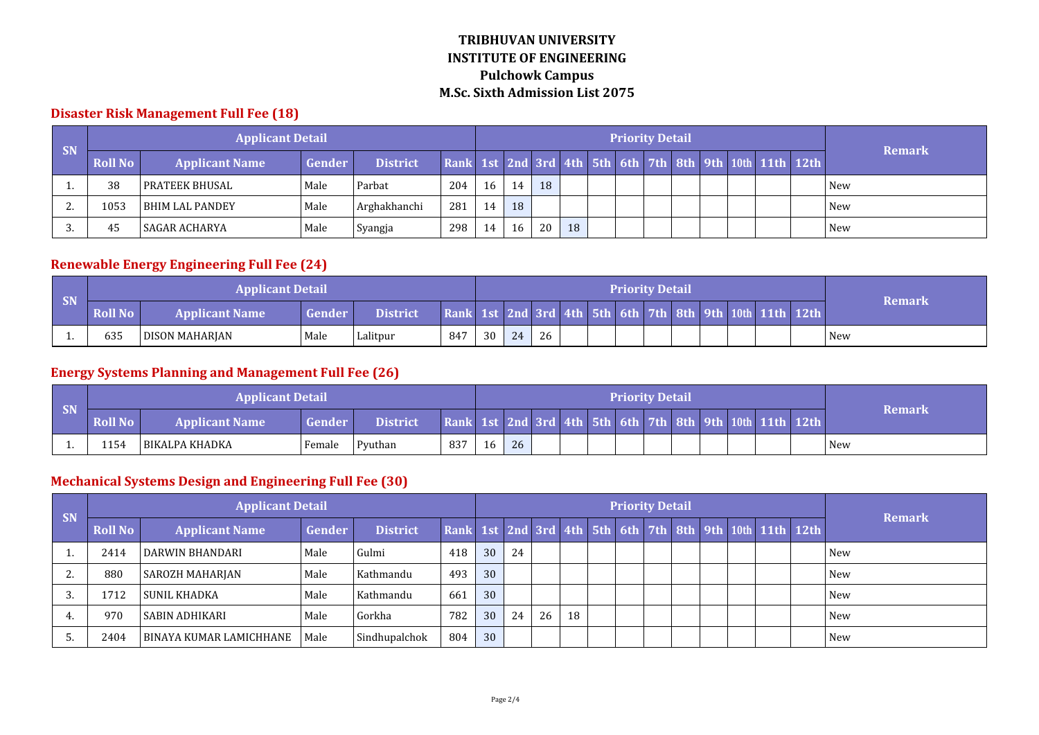# TRIBHUVAN UNIVERSITY
# INSTITUTE OF ENGINEERING
# Pulchowk Campus
# M.Sc. Sixth Admission List 2075

## Disaster Risk Management Full Fee (18)

| SN | Applicant Detail | | | | | Priority Detail | | | | | | | | | | | | Remark |
|---|---|---|---|---|---|---|---|---|---|---|---|---|---|---|---|---|---|---|
| | Roll No | Applicant Name | Gender | District | Rank | 1st | 2nd | 3rd | 4th | 5th | 6th | 7th | 8th | 9th | 10th | 11th | 12th | |
| 1. | 38 | PRATEEK BHUSAL | Male | Parbat | 204 | 16 | 14 | 18 | | | | | | | | | | New |
| 2. | 1053 | BHIM LAL PANDEY | Male | Arghakhanchi | 281 | 14 | 18 | | | | | | | | | | | New |
| 3. | 45 | SAGAR ACHARYA | Male | Syangja | 298 | 14 | 16 | 20 | 18 | | | | | | | | | New |

## Renewable Energy Engineering Full Fee (24)

| SN | Applicant Detail | | | | | Priority Detail | | | | | | | | | | | | Remark |
|---|---|---|---|---|---|---|---|---|---|---|---|---|---|---|---|---|---|---|
| | Roll No | Applicant Name | Gender | District | Rank | 1st | 2nd | 3rd | 4th | 5th | 6th | 7th | 8th | 9th | 10th | 11th | 12th | |
| 1. | 635 | DISON MAHARJAN | Male | Lalitpur | 847 | 30 | 24 | 26 | | | | | | | | | | New |

## Energy Systems Planning and Management Full Fee (26)

| SN | Applicant Detail | | | | | Priority Detail | | | | | | | | | | | | Remark |
|---|---|---|---|---|---|---|---|---|---|---|---|---|---|---|---|---|---|---|
| | Roll No | Applicant Name | Gender | District | Rank | 1st | 2nd | 3rd | 4th | 5th | 6th | 7th | 8th | 9th | 10th | 11th | 12th | |
| 1. | 1154 | BIKALPA KHADKA | Female | Pyuthan | 837 | 16 | 26 | | | | | | | | | | | New |

## Mechanical Systems Design and Engineering Full Fee (30)

| SN | Applicant Detail | | | | | Priority Detail | | | | | | | | | | | | Remark |
|---|---|---|---|---|---|---|---|---|---|---|---|---|---|---|---|---|---|---|
| | Roll No | Applicant Name | Gender | District | Rank | 1st | 2nd | 3rd | 4th | 5th | 6th | 7th | 8th | 9th | 10th | 11th | 12th | |
| 1. | 2414 | DARWIN BHANDARI | Male | Gulmi | 418 | 30 | 24 | | | | | | | | | | | New |
| 2. | 880 | SAROZH MAHARJAN | Male | Kathmandu | 493 | 30 | | | | | | | | | | | | New |
| 3. | 1712 | SUNIL KHADKA | Male | Kathmandu | 661 | 30 | | | | | | | | | | | | New |
| 4. | 970 | SABIN ADHIKARI | Male | Gorkha | 782 | 30 | 24 | 26 | 18 | | | | | | | | | New |
| 5. | 2404 | BINAYA KUMAR LAMICHHANE | Male | Sindhupalchok | 804 | 30 | | | | | | | | | | | | New |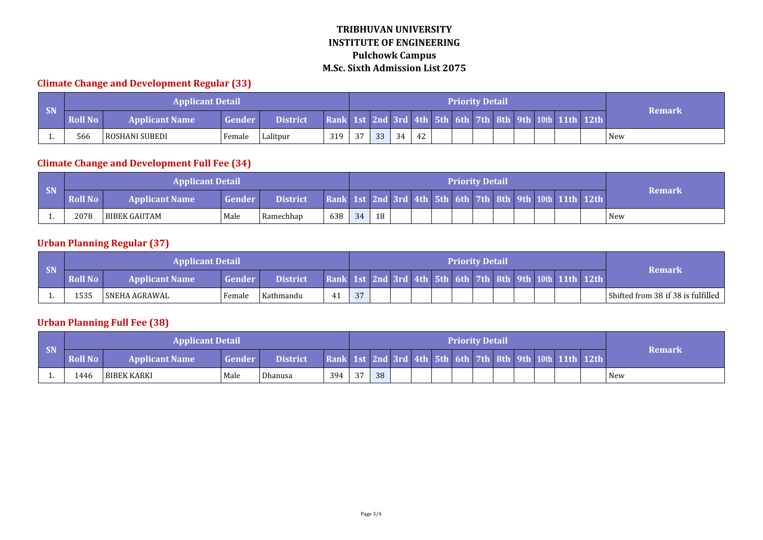# TRIBHUVAN UNIVERSITY
# INSTITUTE OF ENGINEERING
# Pulchowk Campus
# M.Sc. Sixth Admission List 2075

## Climate Change and Development Regular (33)

| SN | Applicant Detail | | | | | Priority Detail | | | | | | | | | | | | Remark |
|---|---|---|---|---|---|---|---|---|---|---|---|---|---|---|---|---|---|---|
| | Roll No | Applicant Name | Gender | District | Rank | 1st | 2nd | 3rd | 4th | 5th | 6th | 7th | 8th | 9th | 10th | 11th | 12th | |
| 1. | 566 | ROSHANI SUBEDI | Female | Lalitpur | 319 | 37 | 33 | 34 | 42 | | | | | | | | | New |

## Climate Change and Development Full Fee (34)

| SN | Applicant Detail | | | | | Priority Detail | | | | | | | | | | | | Remark |
|---|---|---|---|---|---|---|---|---|---|---|---|---|---|---|---|---|---|---|
| | Roll No | Applicant Name | Gender | District | Rank | 1st | 2nd | 3rd | 4th | 5th | 6th | 7th | 8th | 9th | 10th | 11th | 12th | |
| 1. | 2078 | BIBEK GAUTAM | Male | Ramechhap | 638 | 34 | 18 | | | | | | | | | | | New |

## Urban Planning Regular (37)

| SN | Applicant Detail | | | | | Priority Detail | | | | | | | | | | | | Remark |
|---|---|---|---|---|---|---|---|---|---|---|---|---|---|---|---|---|---|---|
| | Roll No | Applicant Name | Gender | District | Rank | 1st | 2nd | 3rd | 4th | 5th | 6th | 7th | 8th | 9th | 10th | 11th | 12th | |
| 1. | 1535 | SNEHA AGRAWAL | Female | Kathmandu | 41 | 37 | | | | | | | | | | | | Shifted from 38 if 38 is fulfilled |

## Urban Planning Full Fee (38)

| SN | Applicant Detail | | | | | Priority Detail | | | | | | | | | | | | Remark |
|---|---|---|---|---|---|---|---|---|---|---|---|---|---|---|---|---|---|---|
| | Roll No | Applicant Name | Gender | District | Rank | 1st | 2nd | 3rd | 4th | 5th | 6th | 7th | 8th | 9th | 10th | 11th | 12th | |
| 1. | 1446 | BIBEK KARKI | Male | Dhanusa | 394 | 37 | 38 | | | | | | | | | | | New |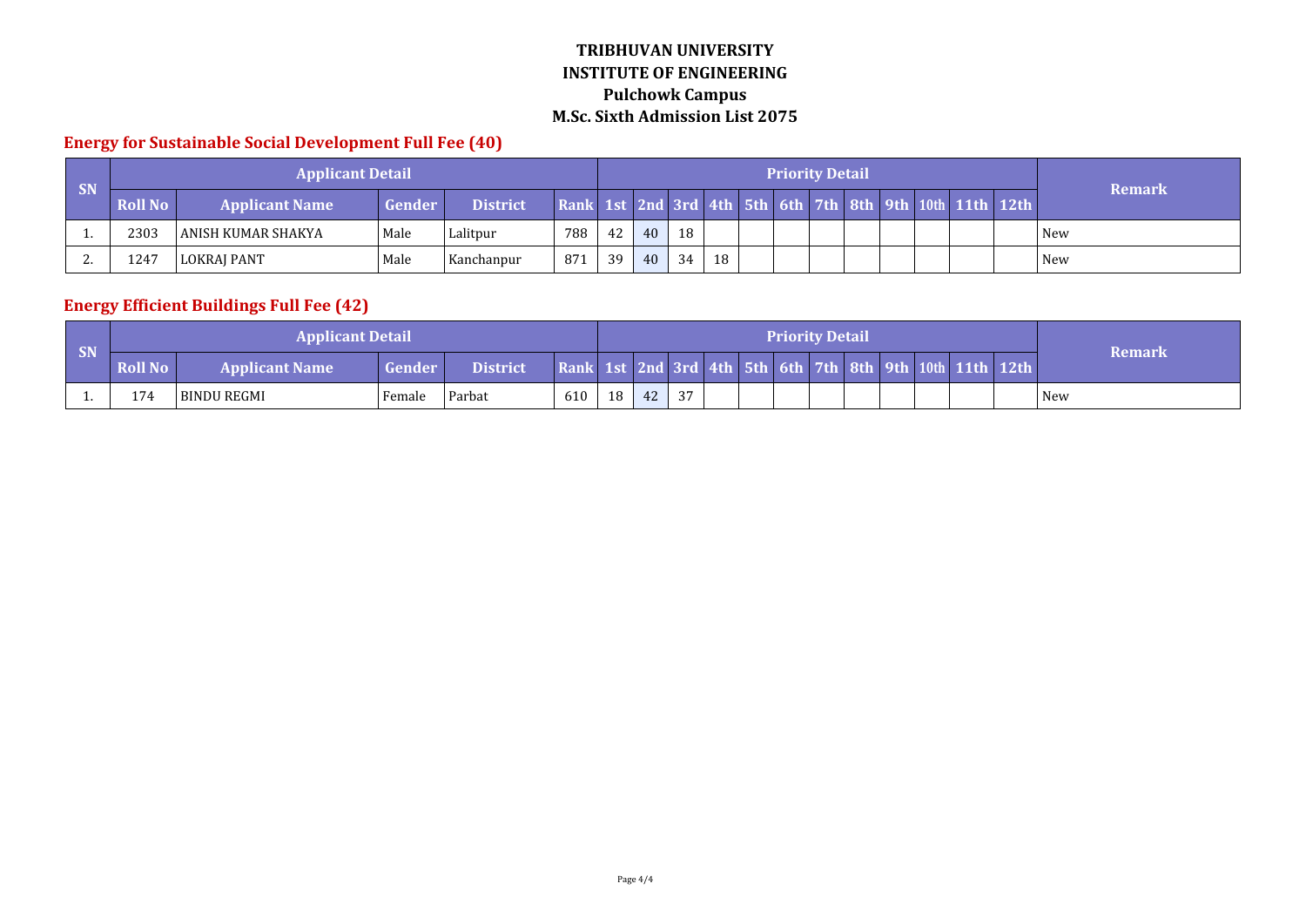# TRIBHUVAN UNIVERSITY
# INSTITUTE OF ENGINEERING
## Pulchowk Campus
## M.Sc. Sixth Admission List 2075

### Energy for Sustainable Social Development Full Fee (40)

| SN | Applicant Detail | | | | Priority Detail | | | | | | | | | | | | | Remark |
|---|---|---|---|---|---|---|---|---|---|---|---|---|---|---|---|---|---|---|
| | Roll No | Applicant Name | Gender | District | Rank | 1st | 2nd | 3rd | 4th | 5th | 6th | 7th | 8th | 9th | 10th | 11th | 12th | |
| 1. | 2303 | ANISH KUMAR SHAKYA | Male | Lalitpur | 788 | 42 | 40 | 18 | | | | | | | | | | New |
| 2. | 1247 | LOKRAJ PANT | Male | Kanchanpur | 871 | 39 | 40 | 34 | 18 | | | | | | | | | New |

### Energy Efficient Buildings Full Fee (42)

| SN | Applicant Detail | | | | Priority Detail | | | | | | | | | | | | | Remark |
|---|---|---|---|---|---|---|---|---|---|---|---|---|---|---|---|---|---|---|
| | Roll No | Applicant Name | Gender | District | Rank | 1st | 2nd | 3rd | 4th | 5th | 6th | 7th | 8th | 9th | 10th | 11th | 12th | |
| 1. | 174 | BINDU REGMI | Female | Parbat | 610 | 18 | 42 | 37 | | | | | | | | | | New |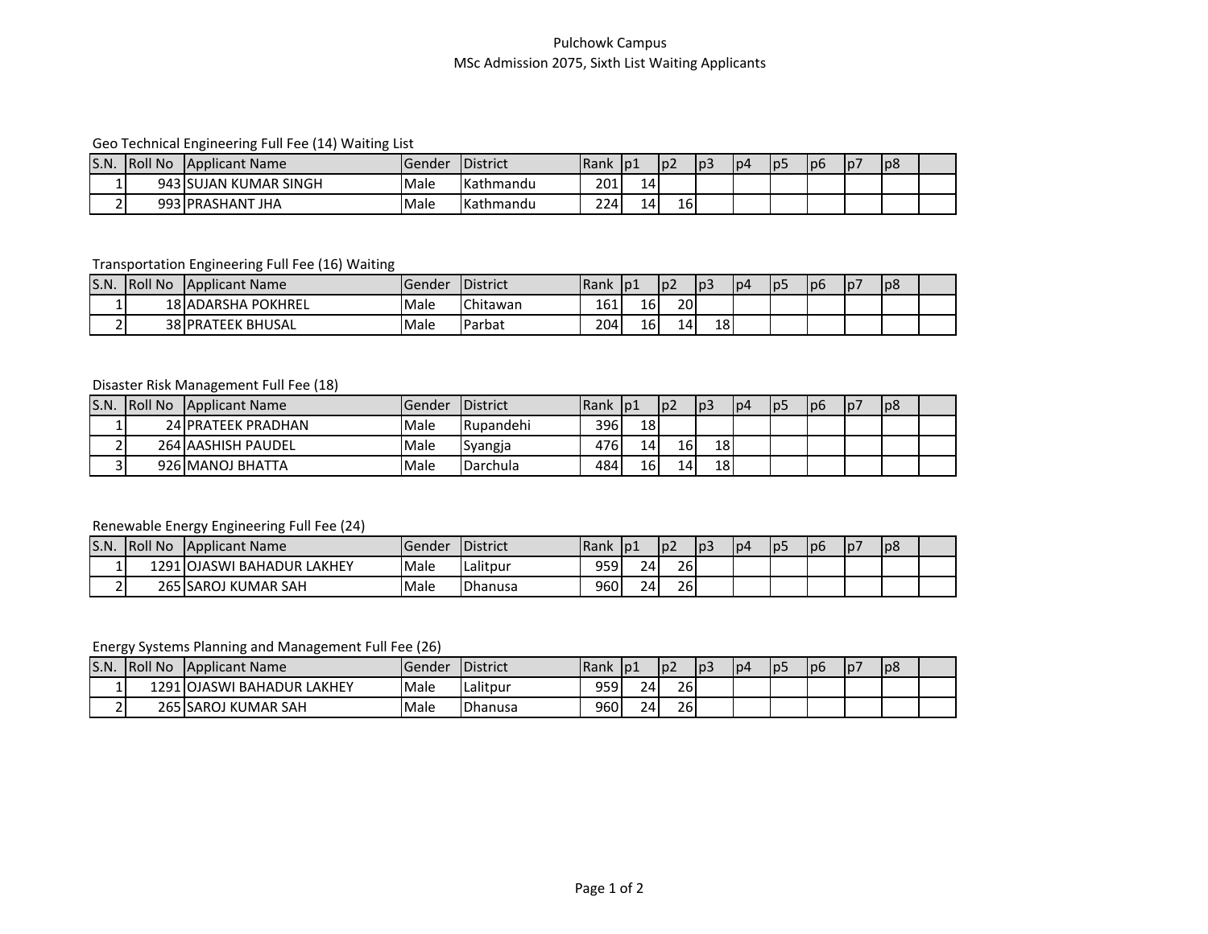Pulchowk Campus

MSc Admission 2075, Sixth List Waiting Applicants

Geo Technical Engineering Full Fee (14) Waiting List

| S.N. | Roll No | Applicant Name | Gender | District | Rank | p1 | p2 | p3 | p4 | p5 | p6 | p7 | p8 | |
|---|---|---|---|---|---|---|---|---|---|---|---|---|---|---|
| 1 | 943 | SUJAN KUMAR SINGH | Male | Kathmandu | 201 | 14 | | | | | | | | |
| 2 | 993 | PRASHANT JHA | Male | Kathmandu | 224 | 14 | 16 | | | | | | | |

Transportation Engineering Full Fee (16) Waiting

| S.N. | Roll No | Applicant Name | Gender | District | Rank | p1 | p2 | p3 | p4 | p5 | p6 | p7 | p8 | |
|---|---|---|---|---|---|---|---|---|---|---|---|---|---|---|
| 1 | 18 | ADARSHA POKHREL | Male | Chitawan | 161 | 16 | 20 | | | | | | | |
| 2 | 38 | PRATEEK BHUSAL | Male | Parbat | 204 | 16 | 14 | 18 | | | | | | |

Disaster Risk Management Full Fee (18)

| S.N. | Roll No | Applicant Name | Gender | District | Rank | p1 | p2 | p3 | p4 | p5 | p6 | p7 | p8 | |
|---|---|---|---|---|---|---|---|---|---|---|---|---|---|---|
| 1 | 24 | PRATEEK PRADHAN | Male | Rupandehi | 396 | 18 | | | | | | | | |
| 2 | 264 | AASHISH PAUDEL | Male | Syangja | 476 | 14 | 16 | 18 | | | | | | |
| 3 | 926 | MANOJ BHATTA | Male | Darchula | 484 | 16 | 14 | 18 | | | | | | |

Renewable Energy Engineering Full Fee (24)

| S.N. | Roll No | Applicant Name | Gender | District | Rank | p1 | p2 | p3 | p4 | p5 | p6 | p7 | p8 | |
|---|---|---|---|---|---|---|---|---|---|---|---|---|---|---|
| 1 | 1291 | OJASWI BAHADUR LAKHEY | Male | Lalitpur | 959 | 24 | 26 | | | | | | | |
| 2 | 265 | SAROJ KUMAR SAH | Male | Dhanusa | 960 | 24 | 26 | | | | | | | |

Energy Systems Planning and Management Full Fee (26)

| S.N. | Roll No | Applicant Name | Gender | District | Rank | p1 | p2 | p3 | p4 | p5 | p6 | p7 | p8 | |
|---|---|---|---|---|---|---|---|---|---|---|---|---|---|---|
| 1 | 1291 | OJASWI BAHADUR LAKHEY | Male | Lalitpur | 959 | 24 | 26 | | | | | | | |
| 2 | 265 | SAROJ KUMAR SAH | Male | Dhanusa | 960 | 24 | 26 | | | | | | | |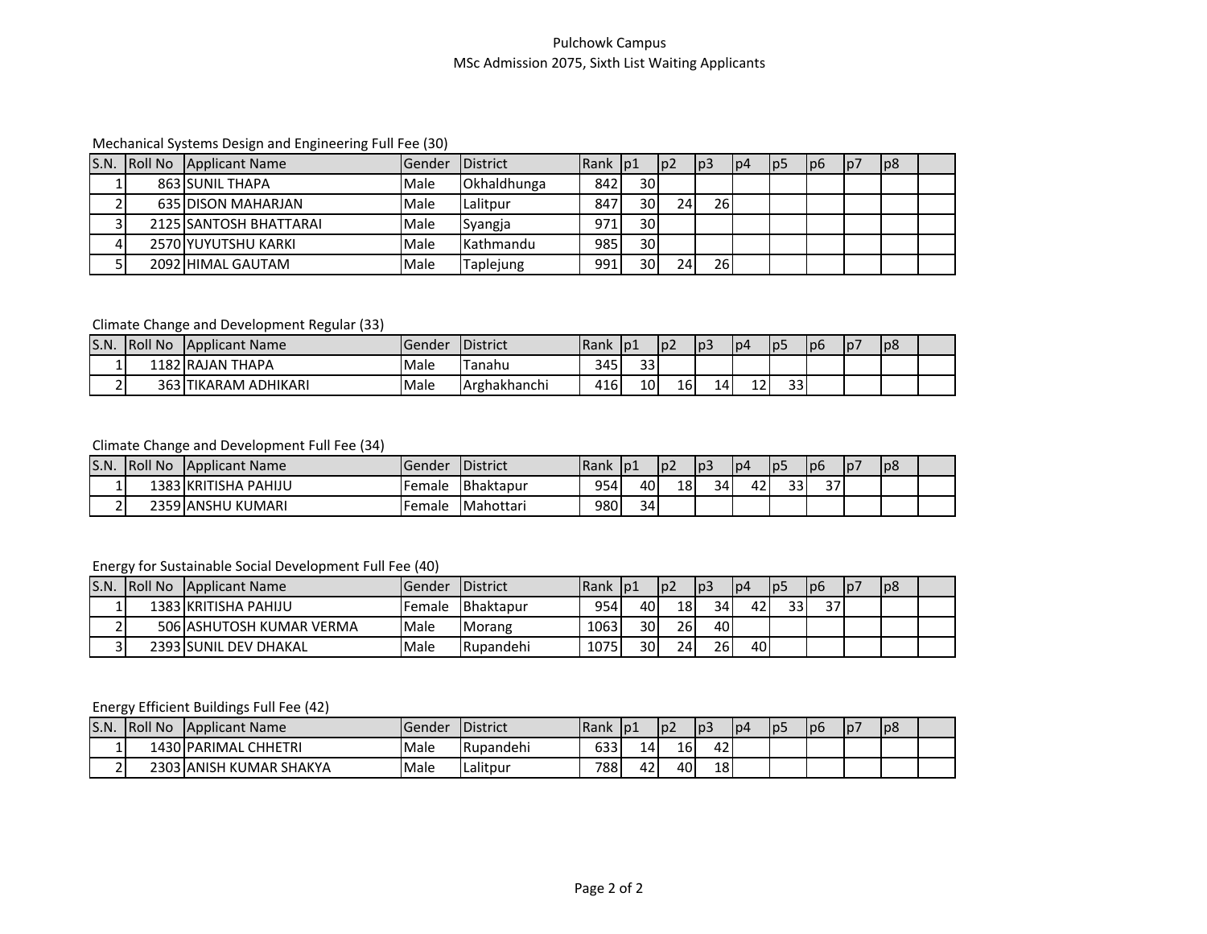Pulchowk Campus
MSc Admission 2075, Sixth List Waiting Applicants

Mechanical Systems Design and Engineering Full Fee (30)

| S.N. | Roll No | Applicant Name | Gender | District | Rank | p1 | p2 | p3 | p4 | p5 | p6 | p7 | p8 | |
|---|---|---|---|---|---|---|---|---|---|---|---|---|---|---|
| 1 | 863 | SUNIL THAPA | Male | Okhaldhunga | 842 | 30 | | | | | | | | |
| 2 | 635 | DISON MAHARJAN | Male | Lalitpur | 847 | 30 | 24 | 26 | | | | | | |
| 3 | 2125 | SANTOSH BHATTARAI | Male | Syangja | 971 | 30 | | | | | | | | |
| 4 | 2570 | YUYUTSHU KARKI | Male | Kathmandu | 985 | 30 | | | | | | | | |
| 5 | 2092 | HIMAL GAUTAM | Male | Taplejung | 991 | 30 | 24 | 26 | | | | | | |

Climate Change and Development Regular (33)

| S.N. | Roll No | Applicant Name | Gender | District | Rank | p1 | p2 | p3 | p4 | p5 | p6 | p7 | p8 | |
|---|---|---|---|---|---|---|---|---|---|---|---|---|---|---|
| 1 | 1182 | RAJAN THAPA | Male | Tanahu | 345 | 33 | | | | | | | | |
| 2 | 363 | TIKARAM ADHIKARI | Male | Arghakhanchi | 416 | 10 | 16 | 14 | 12 | 33 | | | | |

Climate Change and Development Full Fee (34)

| S.N. | Roll No | Applicant Name | Gender | District | Rank | p1 | p2 | p3 | p4 | p5 | p6 | p7 | p8 | |
|---|---|---|---|---|---|---|---|---|---|---|---|---|---|---|
| 1 | 1383 | KRITISHA PAHIJU | Female | Bhaktapur | 954 | 40 | 18 | 34 | 42 | 33 | 37 | | | |
| 2 | 2359 | ANSHU KUMARI | Female | Mahottari | 980 | 34 | | | | | | | | |

Energy for Sustainable Social Development Full Fee (40)

| S.N. | Roll No | Applicant Name | Gender | District | Rank | p1 | p2 | p3 | p4 | p5 | p6 | p7 | p8 | |
|---|---|---|---|---|---|---|---|---|---|---|---|---|---|---|
| 1 | 1383 | KRITISHA PAHIJU | Female | Bhaktapur | 954 | 40 | 18 | 34 | 42 | 33 | 37 | | | |
| 2 | 506 | ASHUTOSH KUMAR VERMA | Male | Morang | 1063 | 30 | 26 | 40 | | | | | | |
| 3 | 2393 | SUNIL DEV DHAKAL | Male | Rupandehi | 1075 | 30 | 24 | 26 | 40 | | | | | |

Energy Efficient Buildings Full Fee (42)

| S.N. | Roll No | Applicant Name | Gender | District | Rank | p1 | p2 | p3 | p4 | p5 | p6 | p7 | p8 | |
|---|---|---|---|---|---|---|---|---|---|---|---|---|---|---|
| 1 | 1430 | PARIMAL CHHETRI | Male | Rupandehi | 633 | 14 | 16 | 42 | | | | | | |
| 2 | 2303 | ANISH KUMAR SHAKYA | Male | Lalitpur | 788 | 42 | 40 | 18 | | | | | | |